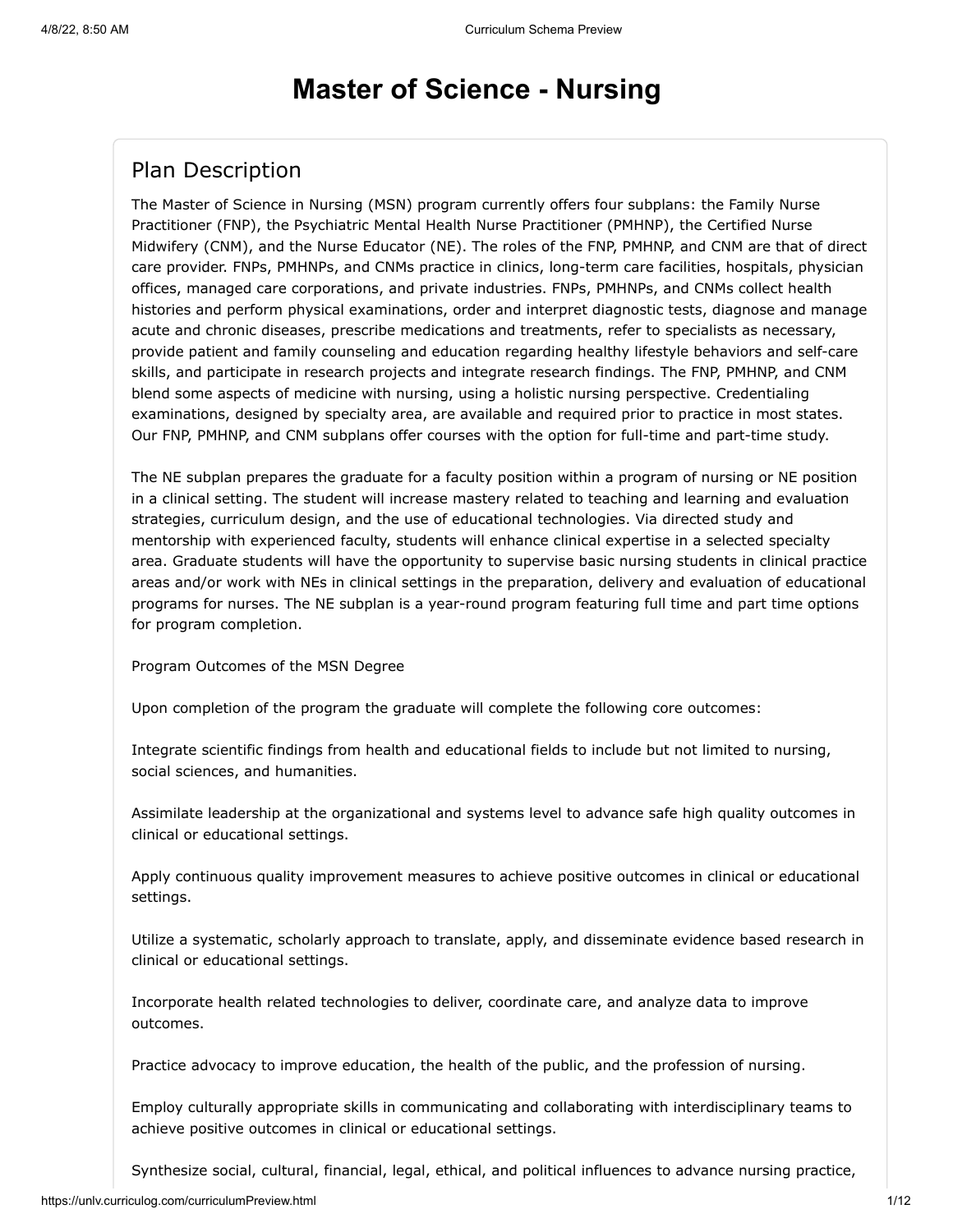# Master of Science - Nursing

## Plan Description

The Master of Science in Nursing (MSN) program currently offers four subplans: the Family Nurse Practitioner (FNP), the Psychiatric Mental Health Nurse Practitioner (PMHNP), the Certified Nurse Midwifery (CNM), and the Nurse Educator (NE). The roles of the FNP, PMHNP, and CNM are that of direct care provider. FNPs, PMHNPs, and CNMs practice in clinics, long-term care facilities, hospitals, physician offices, managed care corporations, and private industries. FNPs, PMHNPs, and CNMs collect health histories and perform physical examinations, order and interpret diagnostic tests, diagnose and manage acute and chronic diseases, prescribe medications and treatments, refer to specialists as necessary, provide patient and family counseling and education regarding healthy lifestyle behaviors and self-care skills, and participate in research projects and integrate research findings. The FNP, PMHNP, and CNM blend some aspects of medicine with nursing, using a holistic nursing perspective. Credentialing examinations, designed by specialty area, are available and required prior to practice in most states. Our FNP, PMHNP, and CNM subplans offer courses with the option for full-time and part-time study.

The NE subplan prepares the graduate for a faculty position within a program of nursing or NE position in a clinical setting. The student will increase mastery related to teaching and learning and evaluation strategies, curriculum design, and the use of educational technologies. Via directed study and mentorship with experienced faculty, students will enhance clinical expertise in a selected specialty area. Graduate students will have the opportunity to supervise basic nursing students in clinical practice areas and/or work with NEs in clinical settings in the preparation, delivery and evaluation of educational programs for nurses. The NE subplan is a year-round program featuring full time and part time options for program completion.

Program Outcomes of the MSN Degree

Upon completion of the program the graduate will complete the following core outcomes:

Integrate scientific findings from health and educational fields to include but not limited to nursing, social sciences, and humanities.

Assimilate leadership at the organizational and systems level to advance safe high quality outcomes in clinical or educational settings.

Apply continuous quality improvement measures to achieve positive outcomes in clinical or educational settings.

Utilize a systematic, scholarly approach to translate, apply, and disseminate evidence based research in clinical or educational settings.

Incorporate health related technologies to deliver, coordinate care, and analyze data to improve outcomes.

Practice advocacy to improve education, the health of the public, and the profession of nursing.

Employ culturally appropriate skills in communicating and collaborating with interdisciplinary teams to achieve positive outcomes in clinical or educational settings.

Synthesize social, cultural, financial, legal, ethical, and political influences to advance nursing practice,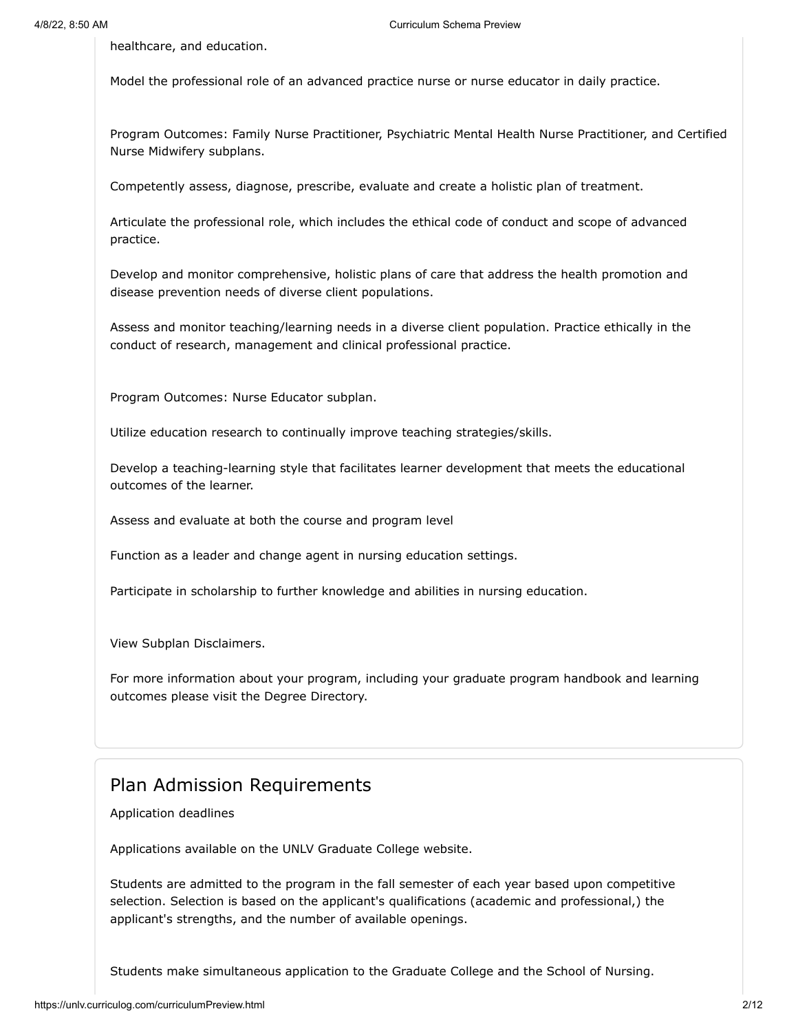healthcare, and education.

Model the professional role of an advanced practice nurse or nurse educator in daily practice.

Program Outcomes: Family Nurse Practitioner, Psychiatric Mental Health Nurse Practitioner, and Certified Nurse Midwifery subplans.

Competently assess, diagnose, prescribe, evaluate and create a holistic plan of treatment.

Articulate the professional role, which includes the ethical code of conduct and scope of advanced practice.

Develop and monitor comprehensive, holistic plans of care that address the health promotion and disease prevention needs of diverse client populations.

Assess and monitor teaching/learning needs in a diverse client population. Practice ethically in the conduct of research, management and clinical professional practice.

Program Outcomes: Nurse Educator subplan.

Utilize education research to continually improve teaching strategies/skills.

Develop a teaching-learning style that facilitates learner development that meets the educational outcomes of the learner.

Assess and evaluate at both the course and program level

Function as a leader and change agent in nursing education settings.

Participate in scholarship to further knowledge and abilities in nursing education.

View Subplan Disclaimers.

For more information about your program, including your graduate program handbook and learning outcomes please visit the Degree Directory.

## Plan Admission Requirements

Application deadlines

Applications available on the UNLV Graduate College website.

Students are admitted to the program in the fall semester of each year based upon competitive selection. Selection is based on the applicant's qualifications (academic and professional,) the applicant's strengths, and the number of available openings.

Students make simultaneous application to the Graduate College and the School of Nursing.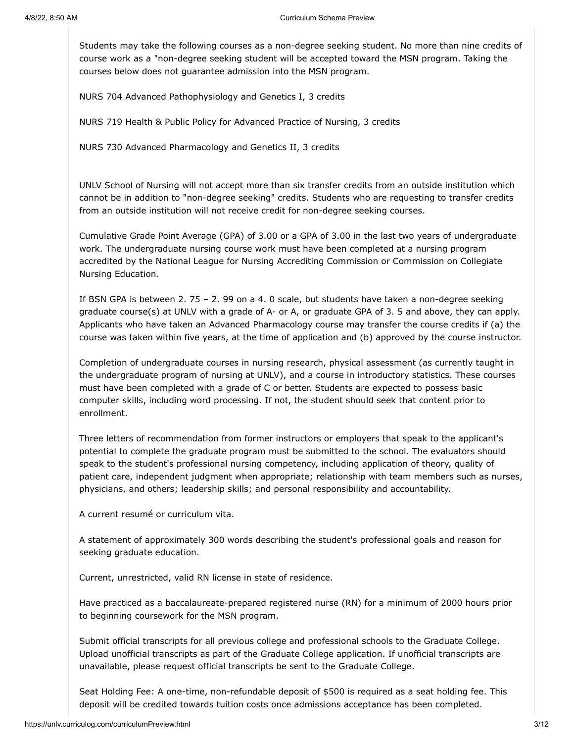Students may take the following courses as a non-degree seeking student. No more than nine credits of course work as a "non-degree seeking student will be accepted toward the MSN program. Taking the courses below does not guarantee admission into the MSN program.

NURS 704 Advanced Pathophysiology and Genetics I, 3 credits

NURS 719 Health & Public Policy for Advanced Practice of Nursing, 3 credits

NURS 730 Advanced Pharmacology and Genetics II, 3 credits

UNLV School of Nursing will not accept more than six transfer credits from an outside institution which cannot be in addition to "non-degree seeking" credits. Students who are requesting to transfer credits from an outside institution will not receive credit for non-degree seeking courses.

Cumulative Grade Point Average (GPA) of 3.00 or a GPA of 3.00 in the last two years of undergraduate work. The undergraduate nursing course work must have been completed at a nursing program accredited by the National League for Nursing Accrediting Commission or Commission on Collegiate Nursing Education.

If BSN GPA is between 2. 75 – 2. 99 on a 4. 0 scale, but students have taken a non-degree seeking graduate course(s) at UNLV with a grade of A- or A, or graduate GPA of 3. 5 and above, they can apply. Applicants who have taken an Advanced Pharmacology course may transfer the course credits if (a) the course was taken within five years, at the time of application and (b) approved by the course instructor.

Completion of undergraduate courses in nursing research, physical assessment (as currently taught in the undergraduate program of nursing at UNLV), and a course in introductory statistics. These courses must have been completed with a grade of C or better. Students are expected to possess basic computer skills, including word processing. If not, the student should seek that content prior to enrollment.

Three letters of recommendation from former instructors or employers that speak to the applicant's potential to complete the graduate program must be submitted to the school. The evaluators should speak to the student's professional nursing competency, including application of theory, quality of patient care, independent judgment when appropriate; relationship with team members such as nurses, physicians, and others; leadership skills; and personal responsibility and accountability.

A current resumé or curriculum vita.

A statement of approximately 300 words describing the student's professional goals and reason for seeking graduate education.

Current, unrestricted, valid RN license in state of residence.

Have practiced as a baccalaureate-prepared registered nurse (RN) for a minimum of 2000 hours prior to beginning coursework for the MSN program.

Submit official transcripts for all previous college and professional schools to the Graduate College. Upload unofficial transcripts as part of the Graduate College application. If unofficial transcripts are unavailable, please request official transcripts be sent to the Graduate College.

Seat Holding Fee: A one-time, non-refundable deposit of $500 is required as a seat holding fee. This deposit will be credited towards tuition costs once admissions acceptance has been completed.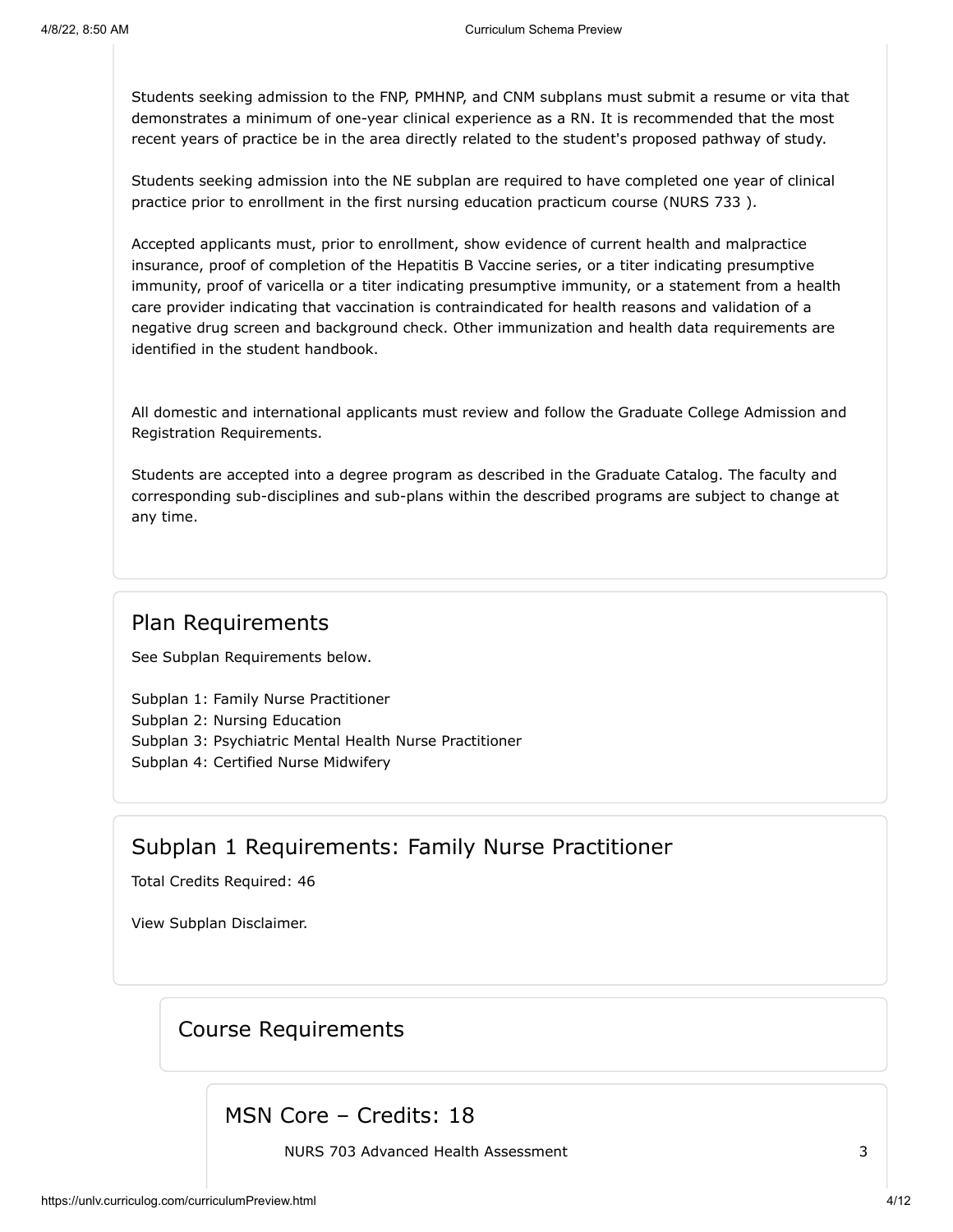Students seeking admission to the FNP, PMHNP, and CNM subplans must submit a resume or vita that demonstrates a minimum of one-year clinical experience as a RN. It is recommended that the most recent years of practice be in the area directly related to the student's proposed pathway of study.

Students seeking admission into the NE subplan are required to have completed one year of clinical practice prior to enrollment in the first nursing education practicum course (NURS 733 ).

Accepted applicants must, prior to enrollment, show evidence of current health and malpractice insurance, proof of completion of the Hepatitis B Vaccine series, or a titer indicating presumptive immunity, proof of varicella or a titer indicating presumptive immunity, or a statement from a health care provider indicating that vaccination is contraindicated for health reasons and validation of a negative drug screen and background check. Other immunization and health data requirements are identified in the student handbook.

All domestic and international applicants must review and follow the Graduate College Admission and Registration Requirements.

Students are accepted into a degree program as described in the Graduate Catalog. The faculty and corresponding sub-disciplines and sub-plans within the described programs are subject to change at any time.

## Plan Requirements

See Subplan Requirements below.

Subplan 1: Family Nurse Practitioner
Subplan 2: Nursing Education
Subplan 3: Psychiatric Mental Health Nurse Practitioner
Subplan 4: Certified Nurse Midwifery

## Subplan 1 Requirements: Family Nurse Practitioner

Total Credits Required: 46

View Subplan Disclaimer.

### Course Requirements

#### MSN Core – Credits: 18

| | |
|---|---|
| NURS 703 Advanced Health Assessment | 3 |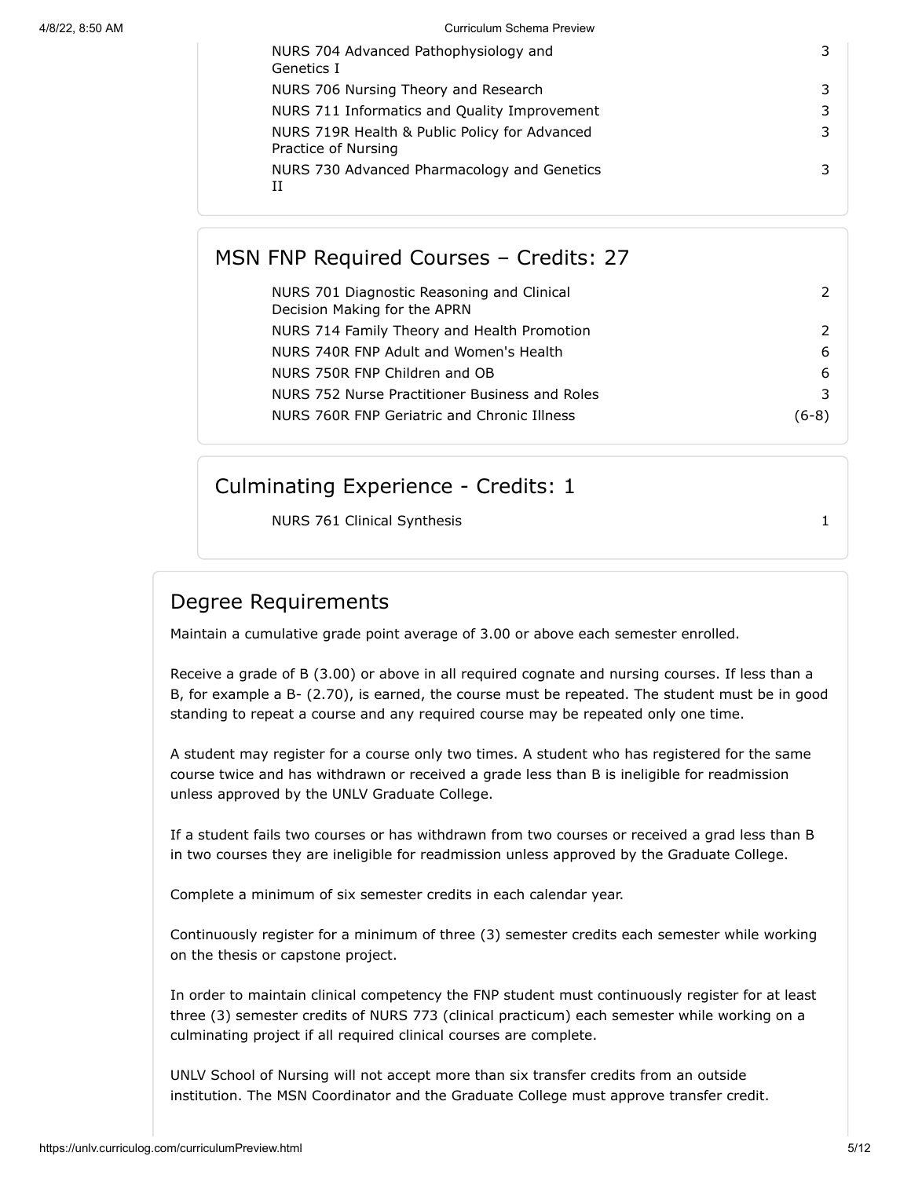| | |
|---|---|
| NURS 704 Advanced Pathophysiology and Genetics I | 3 |
| NURS 706 Nursing Theory and Research | 3 |
| NURS 711 Informatics and Quality Improvement | 3 |
| NURS 719R Health & Public Policy for Advanced Practice of Nursing | 3 |
| NURS 730 Advanced Pharmacology and Genetics II | 3 |

## MSN FNP Required Courses – Credits: 27

| | |
|---|---|
| NURS 701 Diagnostic Reasoning and Clinical Decision Making for the APRN | 2 |
| NURS 714 Family Theory and Health Promotion | 2 |
| NURS 740R FNP Adult and Women's Health | 6 |
| NURS 750R FNP Children and OB | 6 |
| NURS 752 Nurse Practitioner Business and Roles | 3 |
| NURS 760R FNP Geriatric and Chronic Illness | (6-8) |

## Culminating Experience - Credits: 1

| | |
|---|---|
| NURS 761 Clinical Synthesis | 1 |

## Degree Requirements

Maintain a cumulative grade point average of 3.00 or above each semester enrolled.

Receive a grade of B (3.00) or above in all required cognate and nursing courses. If less than a B, for example a B- (2.70), is earned, the course must be repeated. The student must be in good standing to repeat a course and any required course may be repeated only one time.

A student may register for a course only two times. A student who has registered for the same course twice and has withdrawn or received a grade less than B is ineligible for readmission unless approved by the UNLV Graduate College.

If a student fails two courses or has withdrawn from two courses or received a grad less than B in two courses they are ineligible for readmission unless approved by the Graduate College.

Complete a minimum of six semester credits in each calendar year.

Continuously register for a minimum of three (3) semester credits each semester while working on the thesis or capstone project.

In order to maintain clinical competency the FNP student must continuously register for at least three (3) semester credits of NURS 773 (clinical practicum) each semester while working on a culminating project if all required clinical courses are complete.

UNLV School of Nursing will not accept more than six transfer credits from an outside institution. The MSN Coordinator and the Graduate College must approve transfer credit.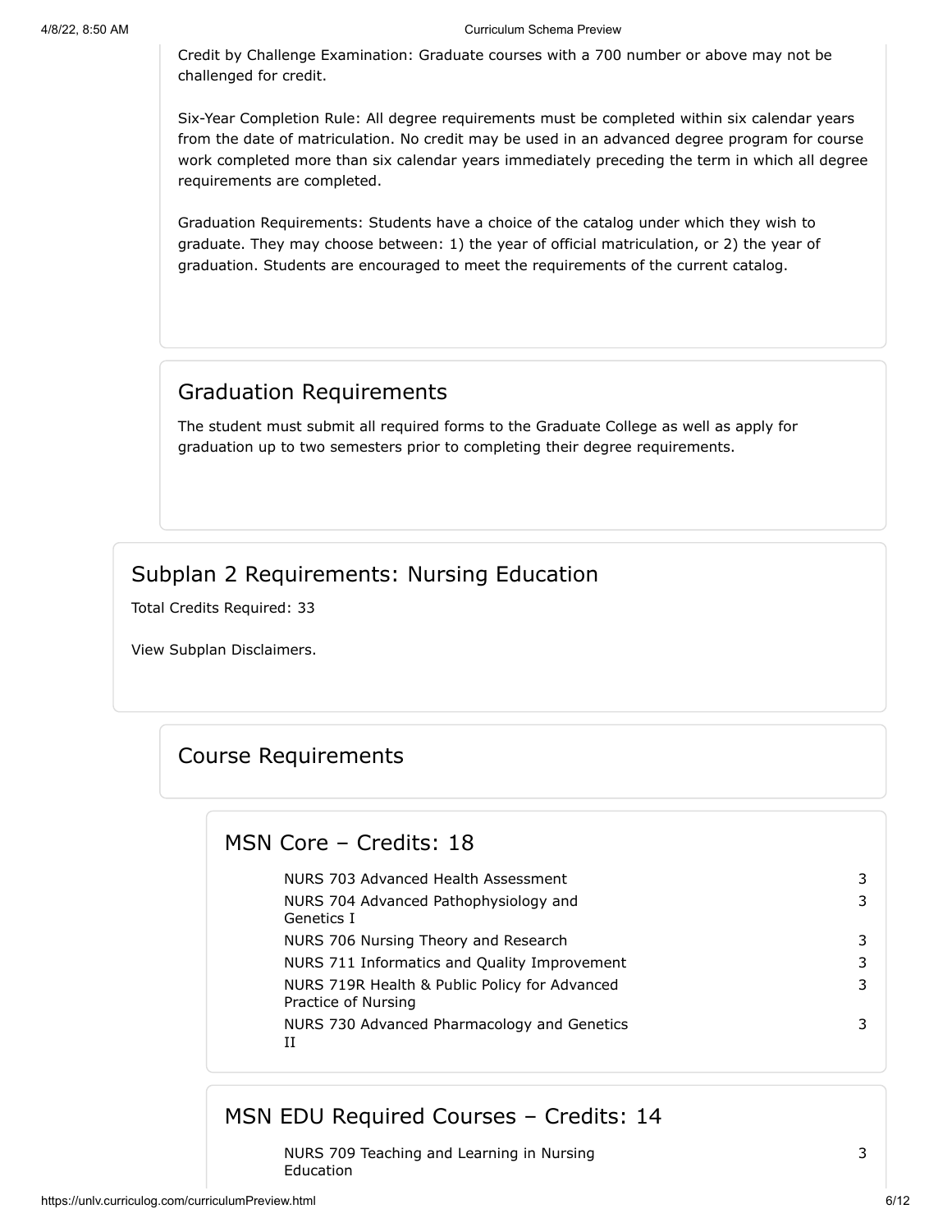Credit by Challenge Examination: Graduate courses with a 700 number or above may not be challenged for credit.

Six-Year Completion Rule: All degree requirements must be completed within six calendar years from the date of matriculation. No credit may be used in an advanced degree program for course work completed more than six calendar years immediately preceding the term in which all degree requirements are completed.

Graduation Requirements: Students have a choice of the catalog under which they wish to graduate. They may choose between: 1) the year of official matriculation, or 2) the year of graduation. Students are encouraged to meet the requirements of the current catalog.

## Graduation Requirements

The student must submit all required forms to the Graduate College as well as apply for graduation up to two semesters prior to completing their degree requirements.

# Subplan 2 Requirements: Nursing Education

Total Credits Required: 33

View Subplan Disclaimers.

## Course Requirements

### MSN Core – Credits: 18

| | |
|---|---|
| NURS 703 Advanced Health Assessment | 3 |
| NURS 704 Advanced Pathophysiology and Genetics I | 3 |
| NURS 706 Nursing Theory and Research | 3 |
| NURS 711 Informatics and Quality Improvement | 3 |
| NURS 719R Health & Public Policy for Advanced Practice of Nursing | 3 |
| NURS 730 Advanced Pharmacology and Genetics II | 3 |

### MSN EDU Required Courses – Credits: 14

| | |
|---|---|
| NURS 709 Teaching and Learning in Nursing Education | 3 |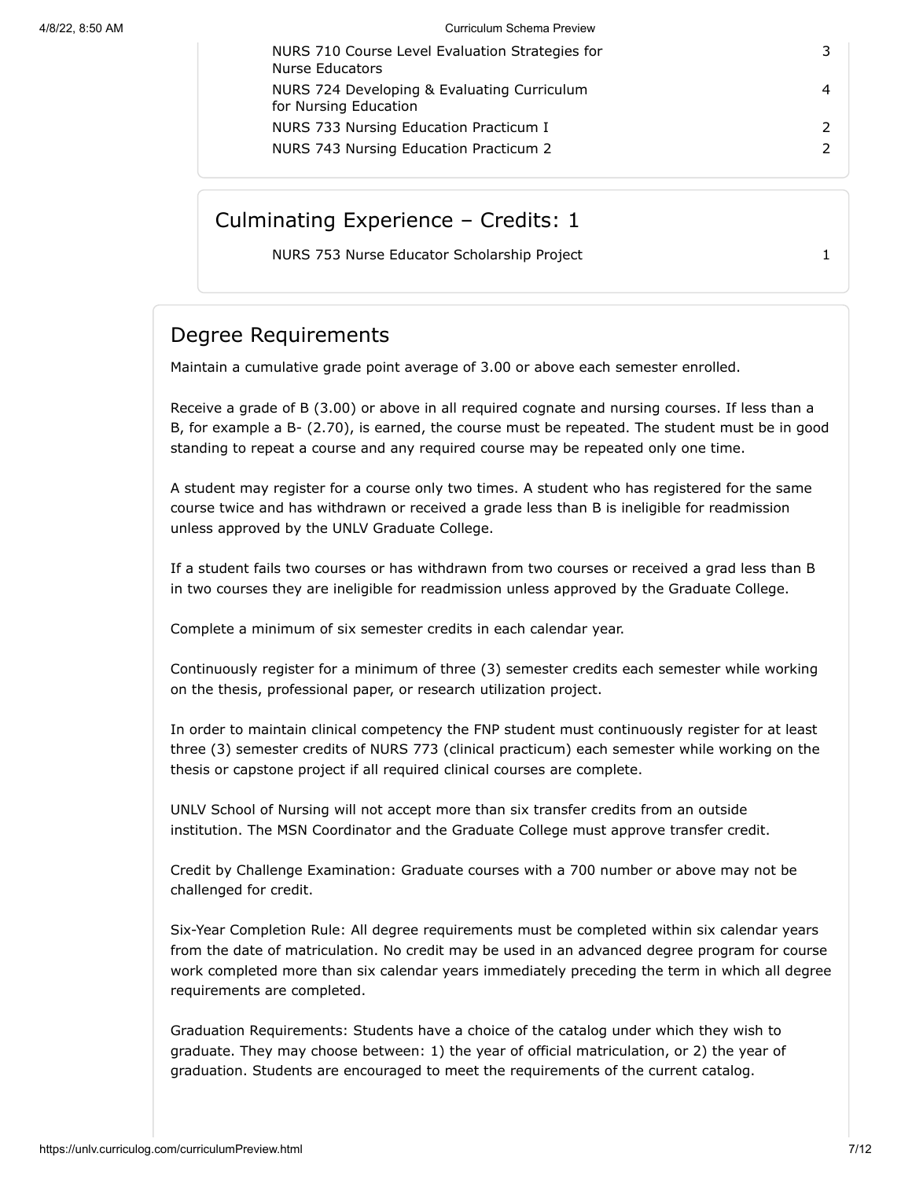| | |
|---|---|
| NURS 710 Course Level Evaluation Strategies for Nurse Educators | 3 |
| NURS 724 Developing & Evaluating Curriculum for Nursing Education | 4 |
| NURS 733 Nursing Education Practicum I | 2 |
| NURS 743 Nursing Education Practicum 2 | 2 |

### Culminating Experience – Credits: 1

| | |
|---|---|
| NURS 753 Nurse Educator Scholarship Project | 1 |

## Degree Requirements

Maintain a cumulative grade point average of 3.00 or above each semester enrolled.

Receive a grade of B (3.00) or above in all required cognate and nursing courses. If less than a B, for example a B- (2.70), is earned, the course must be repeated. The student must be in good standing to repeat a course and any required course may be repeated only one time.

A student may register for a course only two times. A student who has registered for the same course twice and has withdrawn or received a grade less than B is ineligible for readmission unless approved by the UNLV Graduate College.

If a student fails two courses or has withdrawn from two courses or received a grad less than B in two courses they are ineligible for readmission unless approved by the Graduate College.

Complete a minimum of six semester credits in each calendar year.

Continuously register for a minimum of three (3) semester credits each semester while working on the thesis, professional paper, or research utilization project.

In order to maintain clinical competency the FNP student must continuously register for at least three (3) semester credits of NURS 773 (clinical practicum) each semester while working on the thesis or capstone project if all required clinical courses are complete.

UNLV School of Nursing will not accept more than six transfer credits from an outside institution. The MSN Coordinator and the Graduate College must approve transfer credit.

Credit by Challenge Examination: Graduate courses with a 700 number or above may not be challenged for credit.

Six-Year Completion Rule: All degree requirements must be completed within six calendar years from the date of matriculation. No credit may be used in an advanced degree program for course work completed more than six calendar years immediately preceding the term in which all degree requirements are completed.

Graduation Requirements: Students have a choice of the catalog under which they wish to graduate. They may choose between: 1) the year of official matriculation, or 2) the year of graduation. Students are encouraged to meet the requirements of the current catalog.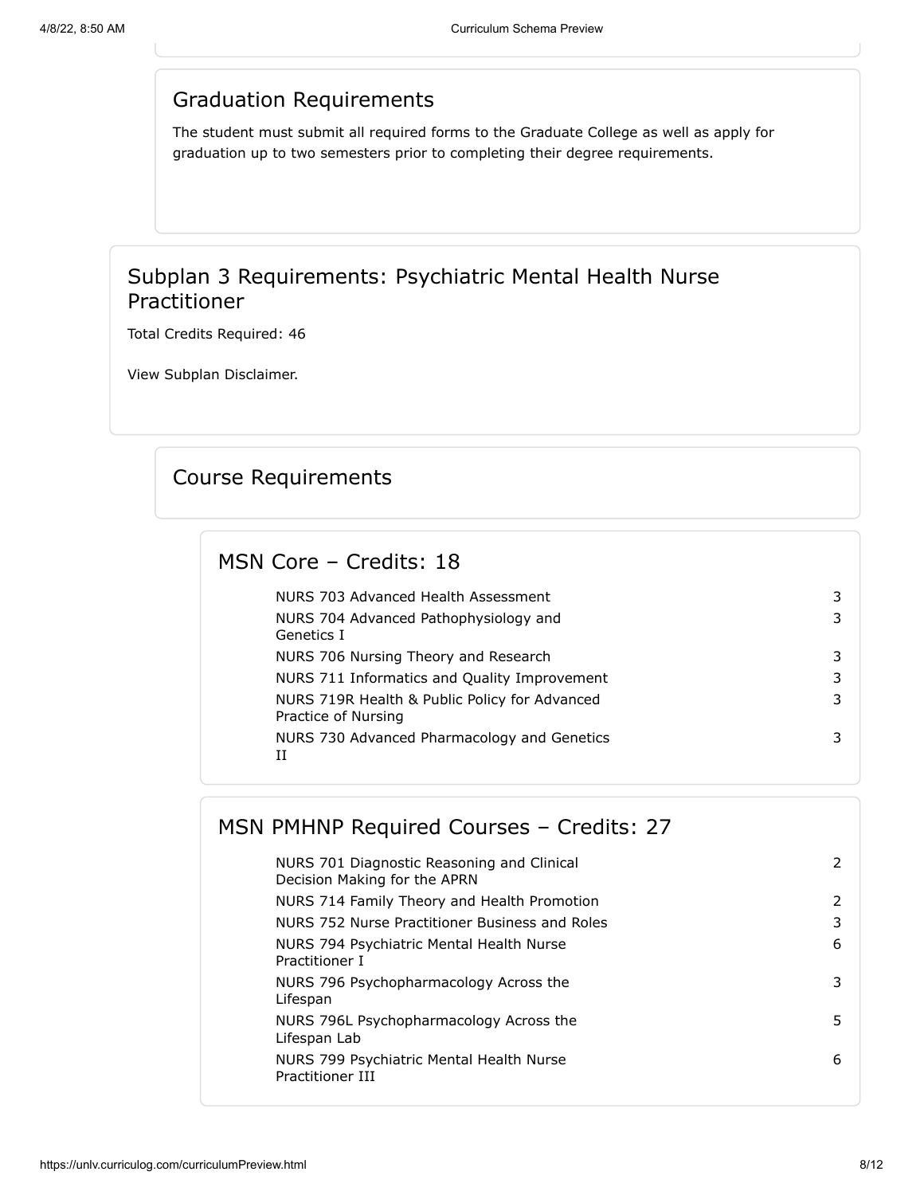## Graduation Requirements

The student must submit all required forms to the Graduate College as well as apply for graduation up to two semesters prior to completing their degree requirements.

## Subplan 3 Requirements: Psychiatric Mental Health Nurse Practitioner

Total Credits Required: 46

View Subplan Disclaimer.

## Course Requirements

### MSN Core – Credits: 18

| | |
|---|---|
| NURS 703 Advanced Health Assessment | 3 |
| NURS 704 Advanced Pathophysiology and Genetics I | 3 |
| NURS 706 Nursing Theory and Research | 3 |
| NURS 711 Informatics and Quality Improvement | 3 |
| NURS 719R Health & Public Policy for Advanced Practice of Nursing | 3 |
| NURS 730 Advanced Pharmacology and Genetics II | 3 |

### MSN PMHNP Required Courses – Credits: 27

| | |
|---|---|
| NURS 701 Diagnostic Reasoning and Clinical Decision Making for the APRN | 2 |
| NURS 714 Family Theory and Health Promotion | 2 |
| NURS 752 Nurse Practitioner Business and Roles | 3 |
| NURS 794 Psychiatric Mental Health Nurse Practitioner I | 6 |
| NURS 796 Psychopharmacology Across the Lifespan | 3 |
| NURS 796L Psychopharmacology Across the Lifespan Lab | 5 |
| NURS 799 Psychiatric Mental Health Nurse Practitioner III | 6 |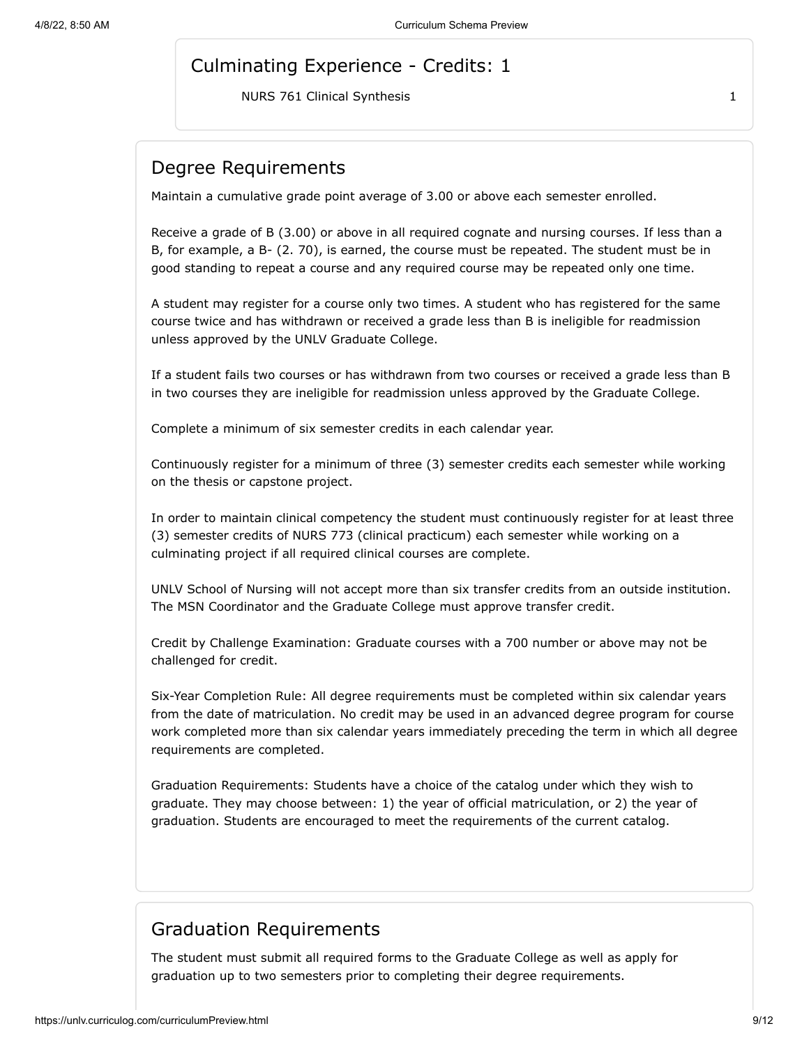## Culminating Experience - Credits: 1

| | |
|---|---|
| NURS 761 Clinical Synthesis | 1 |

## Degree Requirements

Maintain a cumulative grade point average of 3.00 or above each semester enrolled.

Receive a grade of B (3.00) or above in all required cognate and nursing courses. If less than a B, for example, a B- (2. 70), is earned, the course must be repeated. The student must be in good standing to repeat a course and any required course may be repeated only one time.

A student may register for a course only two times. A student who has registered for the same course twice and has withdrawn or received a grade less than B is ineligible for readmission unless approved by the UNLV Graduate College.

If a student fails two courses or has withdrawn from two courses or received a grade less than B in two courses they are ineligible for readmission unless approved by the Graduate College.

Complete a minimum of six semester credits in each calendar year.

Continuously register for a minimum of three (3) semester credits each semester while working on the thesis or capstone project.

In order to maintain clinical competency the student must continuously register for at least three (3) semester credits of NURS 773 (clinical practicum) each semester while working on a culminating project if all required clinical courses are complete.

UNLV School of Nursing will not accept more than six transfer credits from an outside institution. The MSN Coordinator and the Graduate College must approve transfer credit.

Credit by Challenge Examination: Graduate courses with a 700 number or above may not be challenged for credit.

Six-Year Completion Rule: All degree requirements must be completed within six calendar years from the date of matriculation. No credit may be used in an advanced degree program for course work completed more than six calendar years immediately preceding the term in which all degree requirements are completed.

Graduation Requirements: Students have a choice of the catalog under which they wish to graduate. They may choose between: 1) the year of official matriculation, or 2) the year of graduation. Students are encouraged to meet the requirements of the current catalog.

## Graduation Requirements

The student must submit all required forms to the Graduate College as well as apply for graduation up to two semesters prior to completing their degree requirements.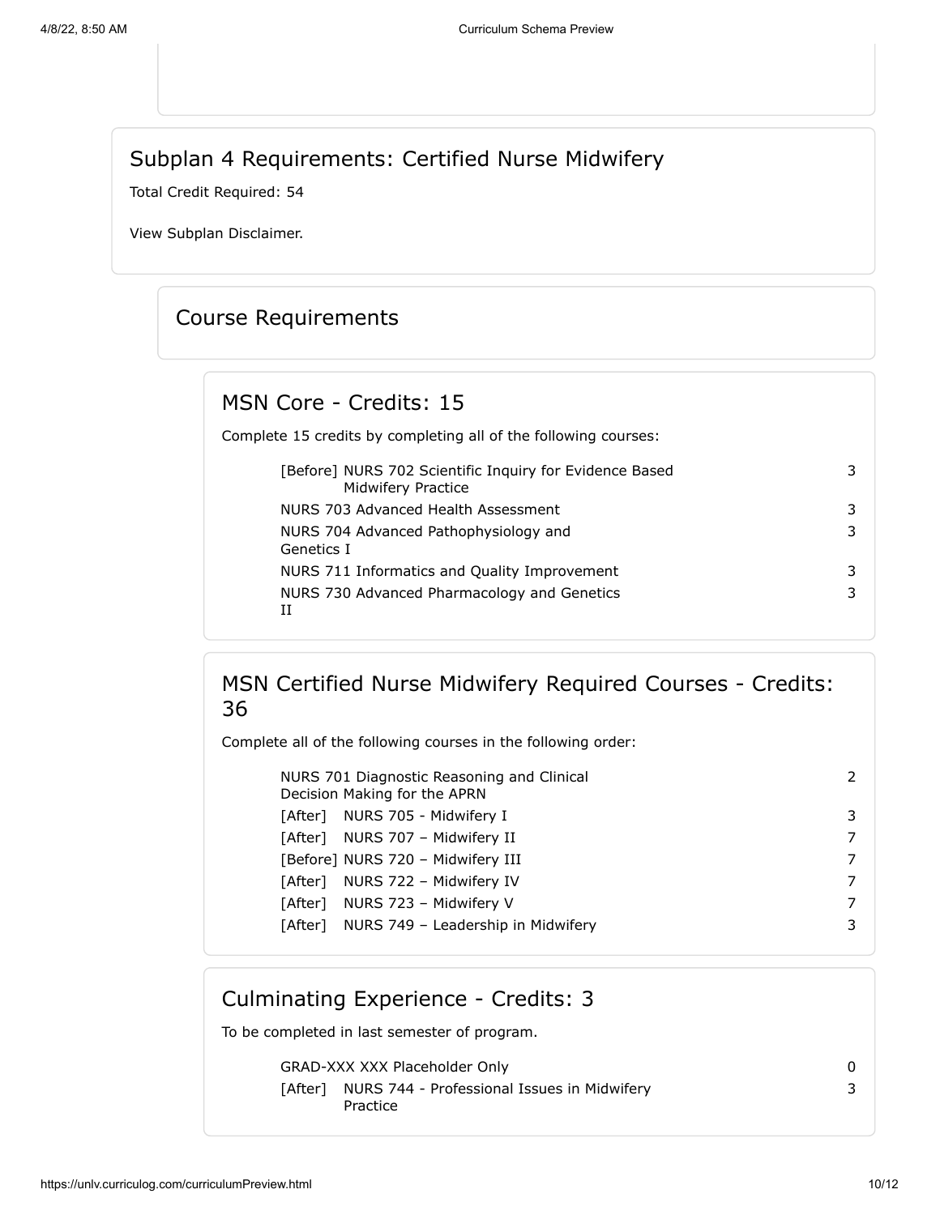## Subplan 4 Requirements: Certified Nurse Midwifery

Total Credit Required: 54

View Subplan Disclaimer.

### Course Requirements

#### MSN Core - Credits: 15

Complete 15 credits by completing all of the following courses:

| | | |
|---|---|---|
| [Before] | NURS 702 Scientific Inquiry for Evidence Based Midwifery Practice | 3 |
| | NURS 703 Advanced Health Assessment | 3 |
| | NURS 704 Advanced Pathophysiology and Genetics I | 3 |
| | NURS 711 Informatics and Quality Improvement | 3 |
| | NURS 730 Advanced Pharmacology and Genetics II | 3 |

#### MSN Certified Nurse Midwifery Required Courses - Credits: 36

Complete all of the following courses in the following order:

| | | |
|---|---|---|
| | NURS 701 Diagnostic Reasoning and Clinical Decision Making for the APRN | 2 |
| [After] | NURS 705 - Midwifery I | 3 |
| [After] | NURS 707 – Midwifery II | 7 |
| [Before] | NURS 720 – Midwifery III | 7 |
| [After] | NURS 722 – Midwifery IV | 7 |
| [After] | NURS 723 – Midwifery V | 7 |
| [After] | NURS 749 – Leadership in Midwifery | 3 |

#### Culminating Experience - Credits: 3

To be completed in last semester of program.

| | | |
|---|---|---|
| | GRAD-XXX XXX Placeholder Only | 0 |
| [After] | NURS 744 - Professional Issues in Midwifery Practice | 3 |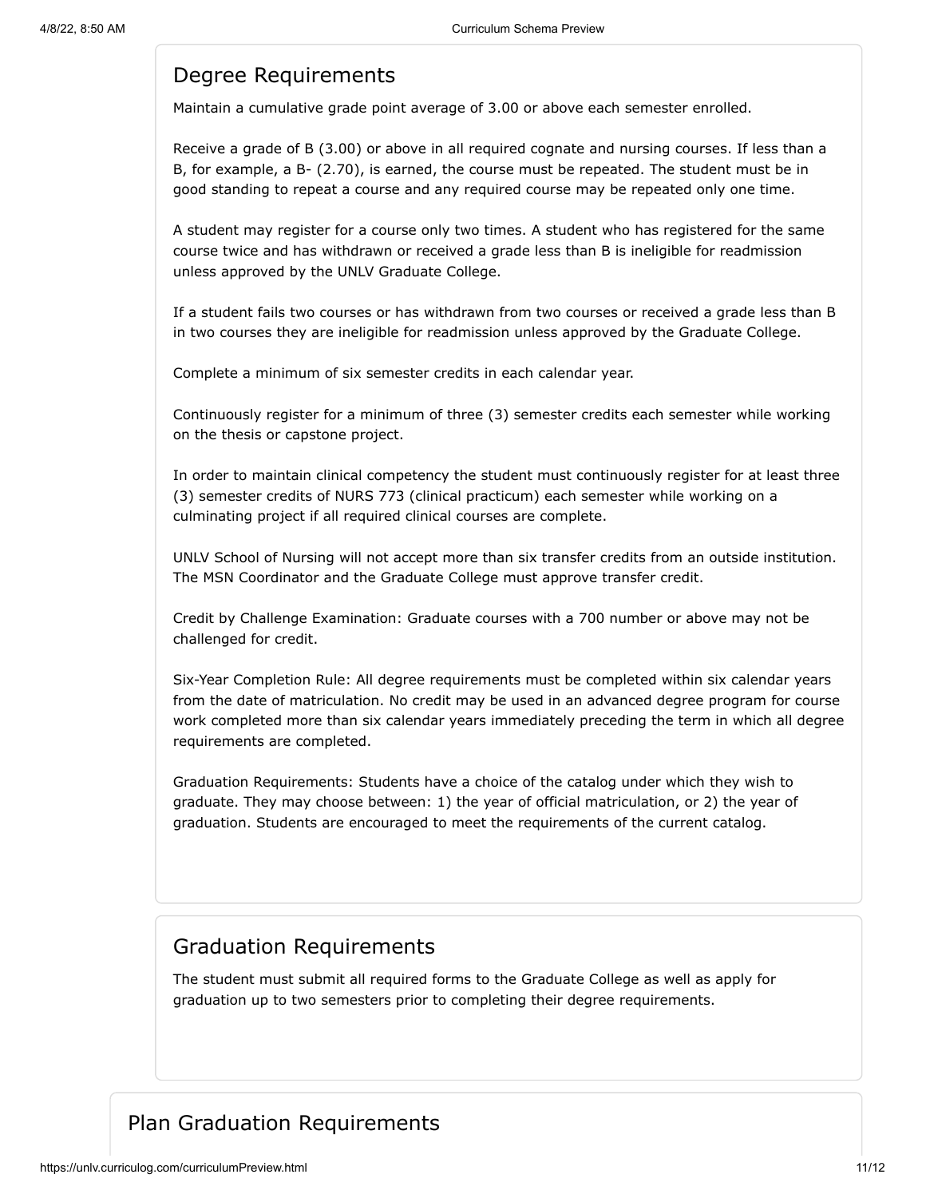## Degree Requirements

Maintain a cumulative grade point average of 3.00 or above each semester enrolled.

Receive a grade of B (3.00) or above in all required cognate and nursing courses. If less than a B, for example, a B- (2.70), is earned, the course must be repeated. The student must be in good standing to repeat a course and any required course may be repeated only one time.

A student may register for a course only two times. A student who has registered for the same course twice and has withdrawn or received a grade less than B is ineligible for readmission unless approved by the UNLV Graduate College.

If a student fails two courses or has withdrawn from two courses or received a grade less than B in two courses they are ineligible for readmission unless approved by the Graduate College.

Complete a minimum of six semester credits in each calendar year.

Continuously register for a minimum of three (3) semester credits each semester while working on the thesis or capstone project.

In order to maintain clinical competency the student must continuously register for at least three (3) semester credits of NURS 773 (clinical practicum) each semester while working on a culminating project if all required clinical courses are complete.

UNLV School of Nursing will not accept more than six transfer credits from an outside institution. The MSN Coordinator and the Graduate College must approve transfer credit.

Credit by Challenge Examination: Graduate courses with a 700 number or above may not be challenged for credit.

Six-Year Completion Rule: All degree requirements must be completed within six calendar years from the date of matriculation. No credit may be used in an advanced degree program for course work completed more than six calendar years immediately preceding the term in which all degree requirements are completed.

Graduation Requirements: Students have a choice of the catalog under which they wish to graduate. They may choose between: 1) the year of official matriculation, or 2) the year of graduation. Students are encouraged to meet the requirements of the current catalog.

## Graduation Requirements

The student must submit all required forms to the Graduate College as well as apply for graduation up to two semesters prior to completing their degree requirements.

## Plan Graduation Requirements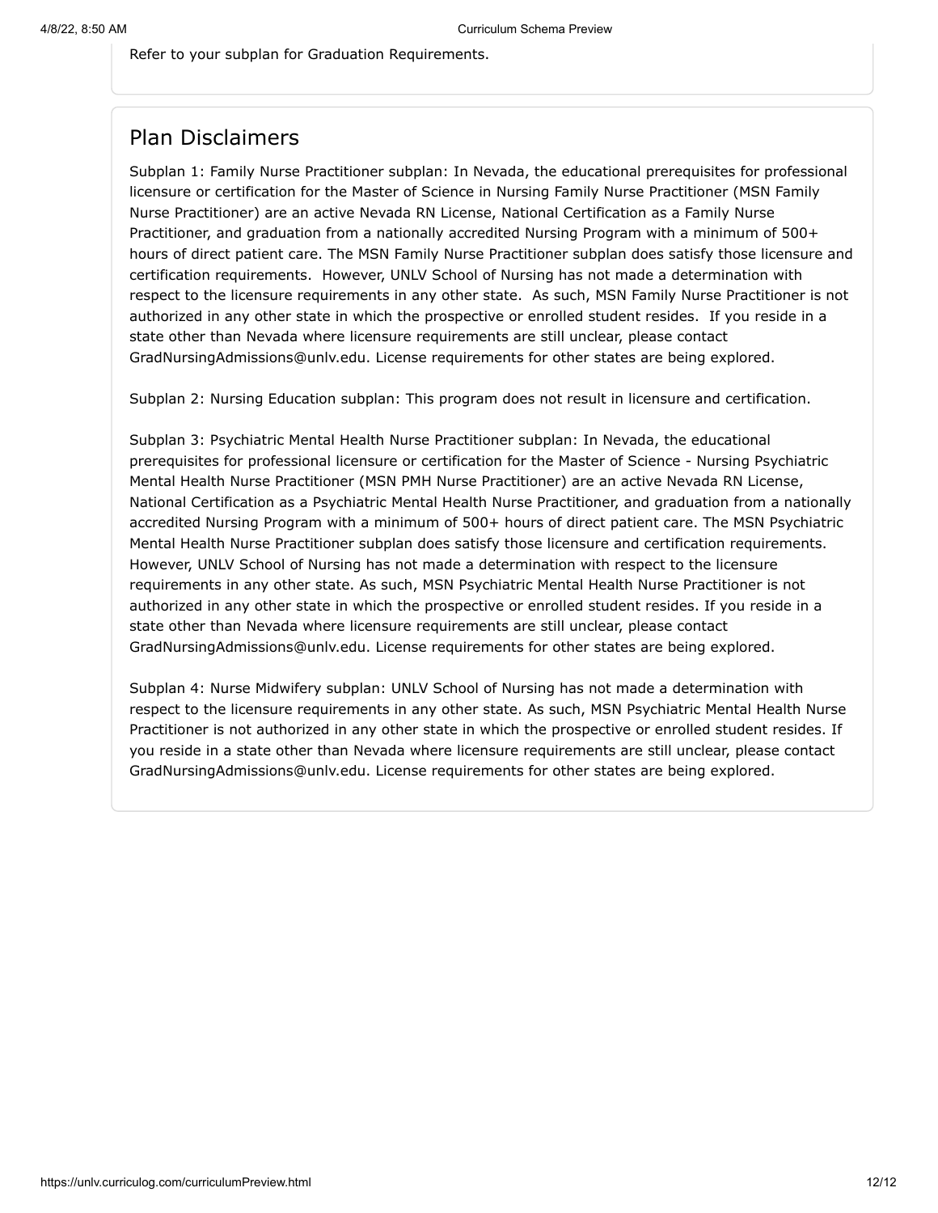Refer to your subplan for Graduation Requirements.

## Plan Disclaimers

Subplan 1: Family Nurse Practitioner subplan: In Nevada, the educational prerequisites for professional licensure or certification for the Master of Science in Nursing Family Nurse Practitioner (MSN Family Nurse Practitioner) are an active Nevada RN License, National Certification as a Family Nurse Practitioner, and graduation from a nationally accredited Nursing Program with a minimum of 500+ hours of direct patient care. The MSN Family Nurse Practitioner subplan does satisfy those licensure and certification requirements. However, UNLV School of Nursing has not made a determination with respect to the licensure requirements in any other state. As such, MSN Family Nurse Practitioner is not authorized in any other state in which the prospective or enrolled student resides. If you reside in a state other than Nevada where licensure requirements are still unclear, please contact GradNursingAdmissions@unlv.edu. License requirements for other states are being explored.

Subplan 2: Nursing Education subplan: This program does not result in licensure and certification.

Subplan 3: Psychiatric Mental Health Nurse Practitioner subplan: In Nevada, the educational prerequisites for professional licensure or certification for the Master of Science - Nursing Psychiatric Mental Health Nurse Practitioner (MSN PMH Nurse Practitioner) are an active Nevada RN License, National Certification as a Psychiatric Mental Health Nurse Practitioner, and graduation from a nationally accredited Nursing Program with a minimum of 500+ hours of direct patient care. The MSN Psychiatric Mental Health Nurse Practitioner subplan does satisfy those licensure and certification requirements. However, UNLV School of Nursing has not made a determination with respect to the licensure requirements in any other state. As such, MSN Psychiatric Mental Health Nurse Practitioner is not authorized in any other state in which the prospective or enrolled student resides. If you reside in a state other than Nevada where licensure requirements are still unclear, please contact GradNursingAdmissions@unlv.edu. License requirements for other states are being explored.

Subplan 4: Nurse Midwifery subplan: UNLV School of Nursing has not made a determination with respect to the licensure requirements in any other state. As such, MSN Psychiatric Mental Health Nurse Practitioner is not authorized in any other state in which the prospective or enrolled student resides. If you reside in a state other than Nevada where licensure requirements are still unclear, please contact GradNursingAdmissions@unlv.edu. License requirements for other states are being explored.